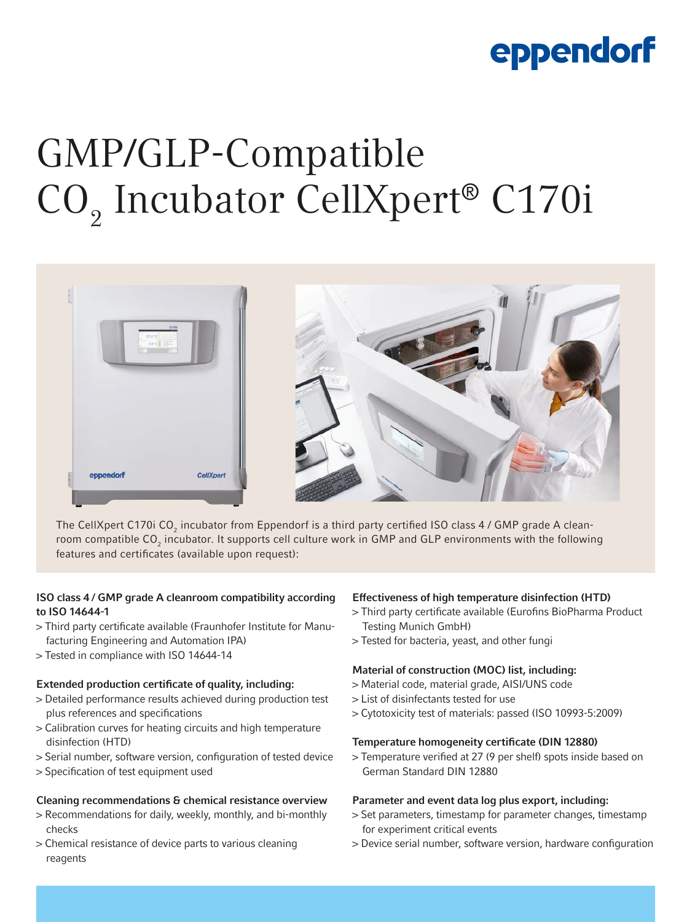# GMP/GLP-Compatible $CO_2$ Incubator CellXpert® C170i

The CellXpert C170i $CO_2$ incubator from Eppendorf is a third party certified ISO class 4 / GMP grade A cleanroom compatible $CO_2$ incubator. It supports cell culture work in GMP and GLP environments with the following features and certificates (available upon request):

**ISO class 4 / GMP grade A cleanroom compatibility according to ISO 14644-1**

> Third party certificate available (Fraunhofer Institute for Manufacturing Engineering and Automation IPA)
> Tested in compliance with ISO 14644-14

**Extended production certificate of quality, including:**

> Detailed performance results achieved during production test plus references and specifications
> Calibration curves for heating circuits and high temperature disinfection (HTD)
> Serial number, software version, configuration of tested device
> Specification of test equipment used

**Cleaning recommendations & chemical resistance overview**

> Recommendations for daily, weekly, monthly, and bi-monthly checks
> Chemical resistance of device parts to various cleaning reagents

**Effectiveness of high temperature disinfection (HTD)**

> Third party certificate available (Eurofins BioPharma Product Testing Munich GmbH)
> Tested for bacteria, yeast, and other fungi

**Material of construction (MOC) list, including:**

> Material code, material grade, AISI/UNS code
> List of disinfectants tested for use
> Cytotoxicity test of materials: passed (ISO 10993-5:2009)

**Temperature homogeneity certificate (DIN 12880)**

> Temperature verified at 27 (9 per shelf) spots inside based on German Standard DIN 12880

**Parameter and event data log plus export, including:**

> Set parameters, timestamp for parameter changes, timestamp for experiment critical events
> Device serial number, software version, hardware configuration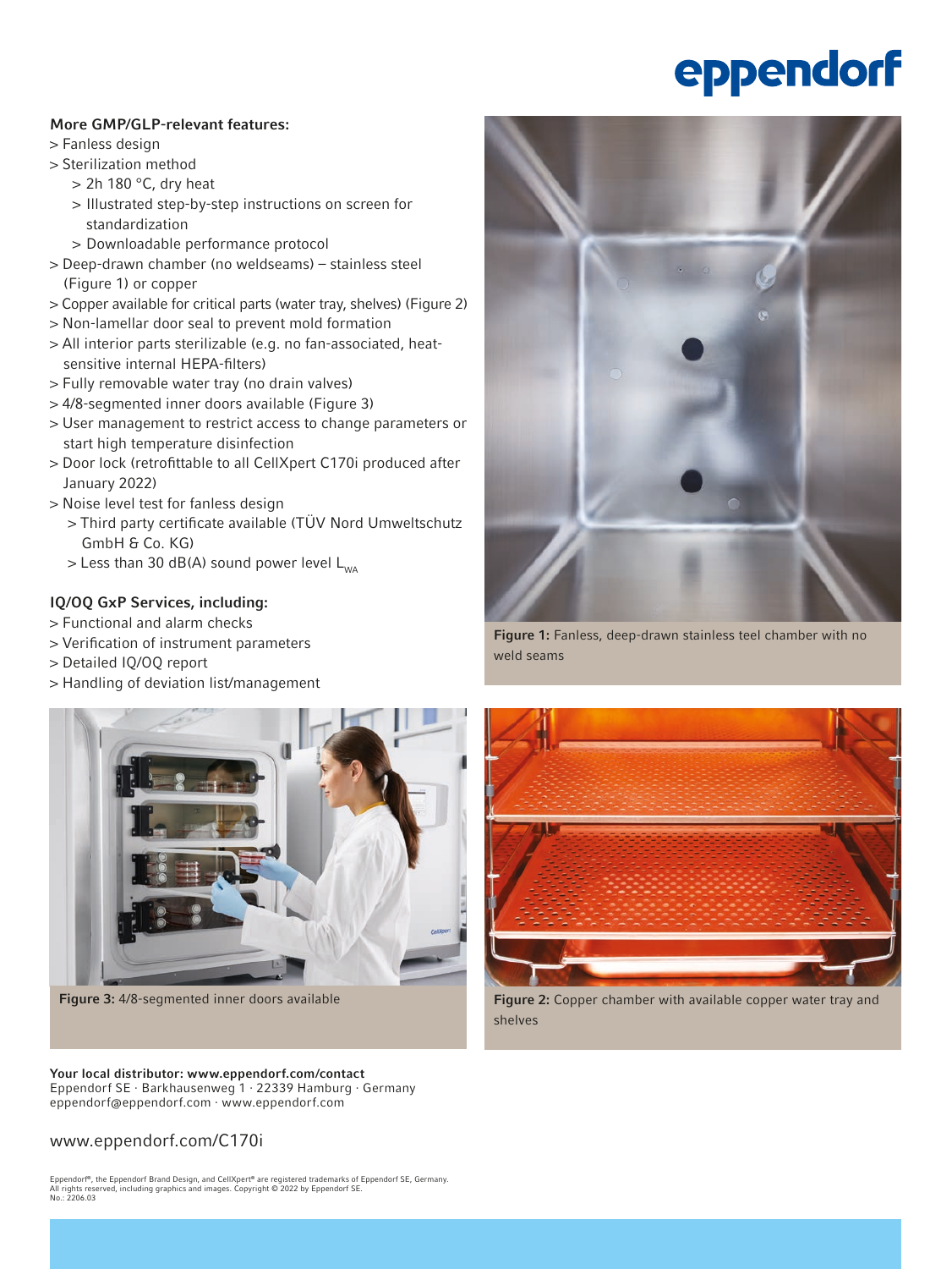**More GMP/GLP-relevant features:**

- Fanless design
- Sterilization method
  - 2h 180 °C, dry heat
  - Illustrated step-by-step instructions on screen for standardization
  - Downloadable performance protocol
- Deep-drawn chamber (no weldseams) – stainless steel (Figure 1) or copper
- Copper available for critical parts (water tray, shelves) (Figure 2)
- Non-lamellar door seal to prevent mold formation
- All interior parts sterilizable (e.g. no fan-associated, heat-sensitive internal HEPA-filters)
- Fully removable water tray (no drain valves)
- 4/8-segmented inner doors available (Figure 3)
- User management to restrict access to change parameters or start high temperature disinfection
- Door lock (retrofittable to all CellXpert C170i produced after January 2022)
- Noise level test for fanless design
  - Third party certificate available (TÜV Nord Umweltschutz GmbH & Co. KG)
  - Less than 30 dB(A) sound power level $L_{WA}$

**IQ/OQ GxP Services, including:**

- Functional and alarm checks
- Verification of instrument parameters
- Detailed IQ/OQ report
- Handling of deviation list/management

**Figure 1:** Fanless, deep-drawn stainless teel chamber with no weld seams

**Figure 3:** 4/8-segmented inner doors available

**Figure 2:** Copper chamber with available copper water tray and shelves

**Your local distributor: www.eppendorf.com/contact**
Eppendorf SE · Barkhausenweg 1 · 22339 Hamburg · Germany
eppendorf@eppendorf.com · www.eppendorf.com

www.eppendorf.com/C170i

Eppendorf®, the Eppendorf Brand Design, and CellXpert® are registered trademarks of Eppendorf SE, Germany.
All rights reserved, including graphics and images. Copyright © 2022 by Eppendorf SE.
No.: 2206.03